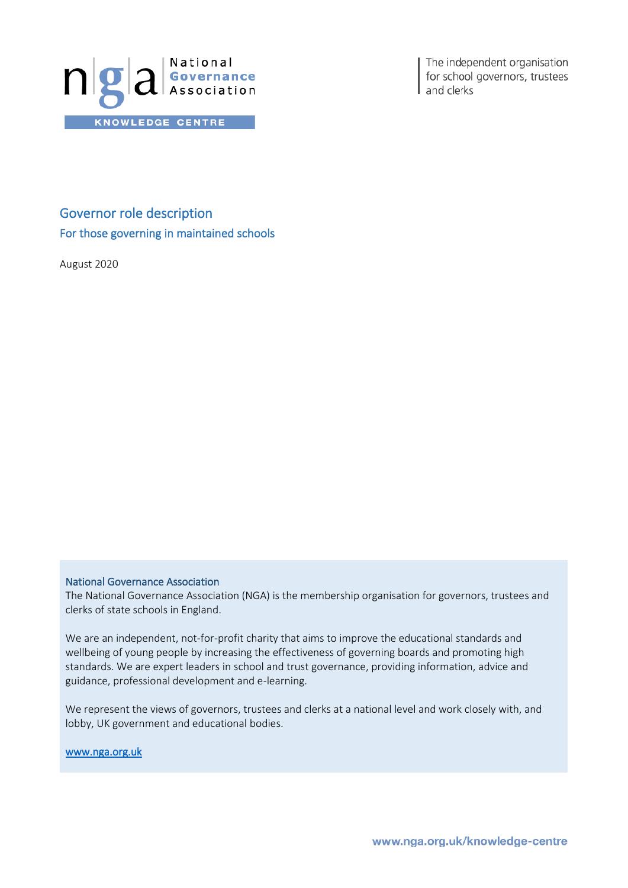National Governance Association

KNOWLEDGE CENTRE

The independent organisation for school governors, trustees and clerks

# Governor role description

## For those governing in maintained schools

August 2020

### National Governance Association

The National Governance Association (NGA) is the membership organisation for governors, trustees and clerks of state schools in England.

We are an independent, not-for-profit charity that aims to improve the educational standards and wellbeing of young people by increasing the effectiveness of governing boards and promoting high standards. We are expert leaders in school and trust governance, providing information, advice and guidance, professional development and e-learning.

We represent the views of governors, trustees and clerks at a national level and work closely with, and lobby, UK government and educational bodies.

[www.nga.org.uk](http://www.nga.org.uk)

www.nga.org.uk/knowledge-centre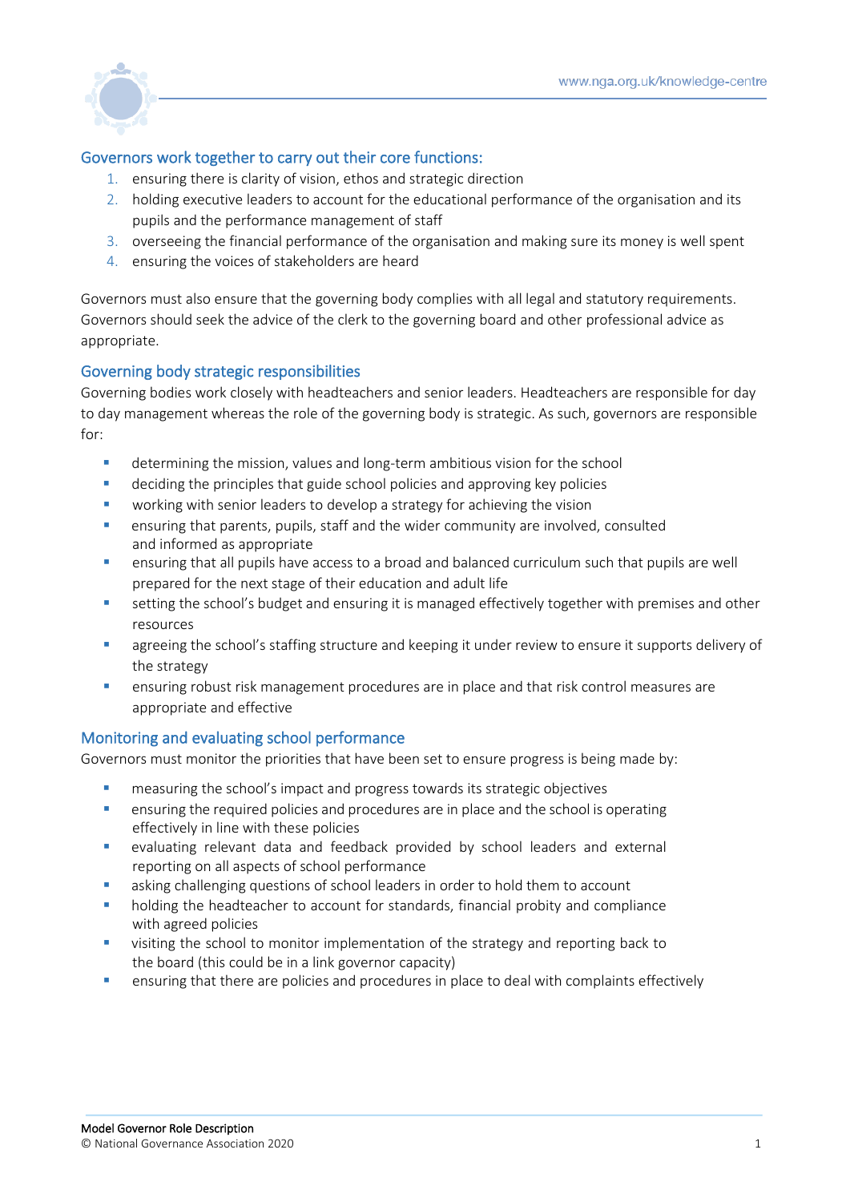## Governors work together to carry out their core functions:

1. ensuring there is clarity of vision, ethos and strategic direction
2. holding executive leaders to account for the educational performance of the organisation and its pupils and the performance management of staff
3. overseeing the financial performance of the organisation and making sure its money is well spent
4. ensuring the voices of stakeholders are heard

Governors must also ensure that the governing body complies with all legal and statutory requirements. Governors should seek the advice of the clerk to the governing board and other professional advice as appropriate.

## Governing body strategic responsibilities

Governing bodies work closely with headteachers and senior leaders. Headteachers are responsible for day to day management whereas the role of the governing body is strategic. As such, governors are responsible for:

- determining the mission, values and long-term ambitious vision for the school
- deciding the principles that guide school policies and approving key policies
- working with senior leaders to develop a strategy for achieving the vision
- ensuring that parents, pupils, staff and the wider community are involved, consulted and informed as appropriate
- ensuring that all pupils have access to a broad and balanced curriculum such that pupils are well prepared for the next stage of their education and adult life
- setting the school's budget and ensuring it is managed effectively together with premises and other resources
- agreeing the school's staffing structure and keeping it under review to ensure it supports delivery of the strategy
- ensuring robust risk management procedures are in place and that risk control measures are appropriate and effective

## Monitoring and evaluating school performance

Governors must monitor the priorities that have been set to ensure progress is being made by:

- measuring the school's impact and progress towards its strategic objectives
- ensuring the required policies and procedures are in place and the school is operating effectively in line with these policies
- evaluating relevant data and feedback provided by school leaders and external reporting on all aspects of school performance
- asking challenging questions of school leaders in order to hold them to account
- holding the headteacher to account for standards, financial probity and compliance with agreed policies
- visiting the school to monitor implementation of the strategy and reporting back to the board (this could be in a link governor capacity)
- ensuring that there are policies and procedures in place to deal with complaints effectively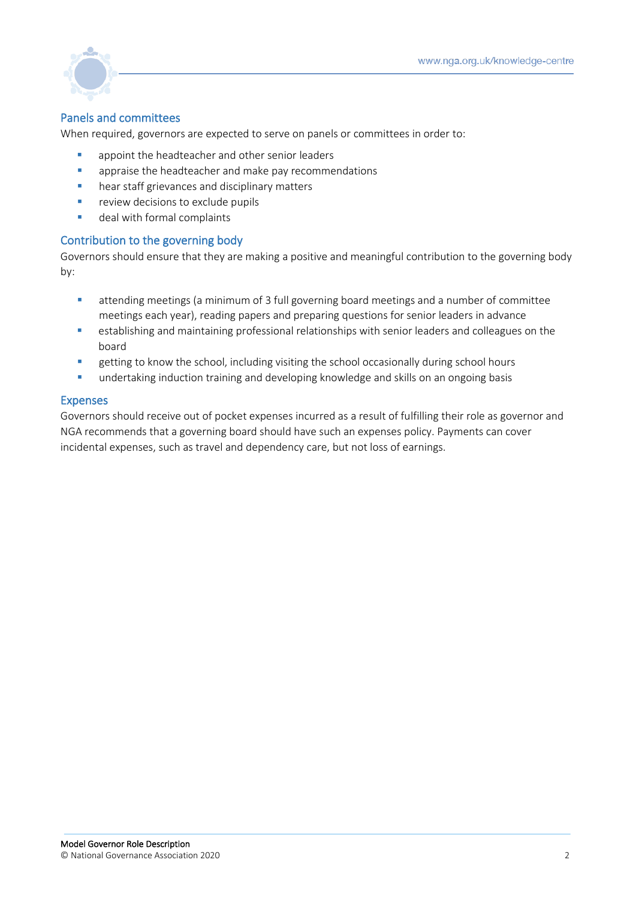## Panels and committees

When required, governors are expected to serve on panels or committees in order to:

- appoint the headteacher and other senior leaders
- appraise the headteacher and make pay recommendations
- hear staff grievances and disciplinary matters
- review decisions to exclude pupils
- deal with formal complaints

## Contribution to the governing body

Governors should ensure that they are making a positive and meaningful contribution to the governing body by:

- attending meetings (a minimum of 3 full governing board meetings and a number of committee meetings each year), reading papers and preparing questions for senior leaders in advance
- establishing and maintaining professional relationships with senior leaders and colleagues on the board
- getting to know the school, including visiting the school occasionally during school hours
- undertaking induction training and developing knowledge and skills on an ongoing basis

## Expenses

Governors should receive out of pocket expenses incurred as a result of fulfilling their role as governor and NGA recommends that a governing board should have such an expenses policy. Payments can cover incidental expenses, such as travel and dependency care, but not loss of earnings.